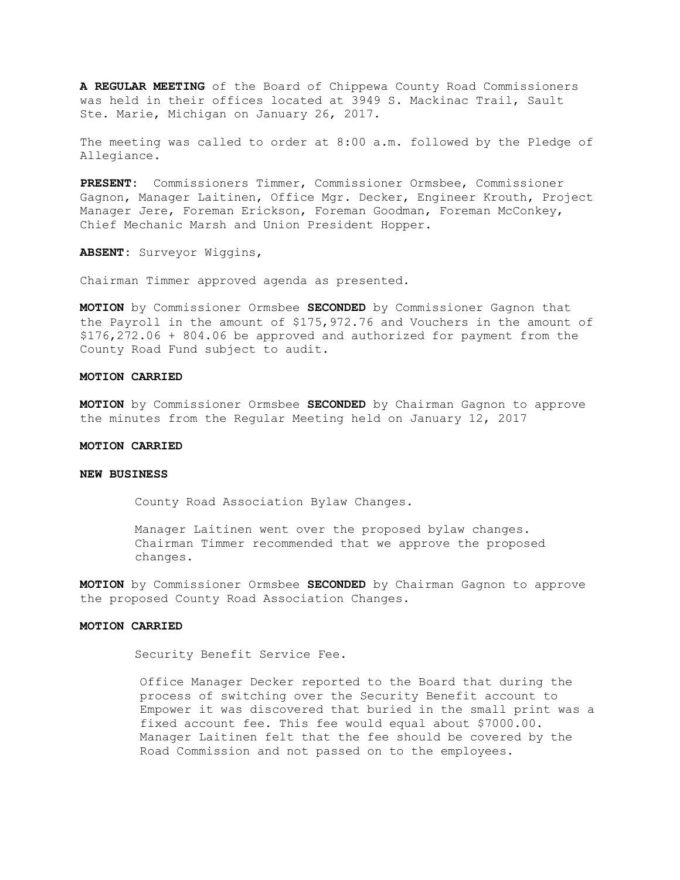**A REGULAR MEETING** of the Board of Chippewa County Road Commissioners was held in their offices located at 3949 S. Mackinac Trail, Sault Ste. Marie, Michigan on January 26, 2017.

The meeting was called to order at 8:00 a.m. followed by the Pledge of Allegiance.

**PRESENT:** Commissioners Timmer, Commissioner Ormsbee, Commissioner Gagnon, Manager Laitinen, Office Mgr. Decker, Engineer Krouth, Project Manager Jere, Foreman Erickson, Foreman Goodman, Foreman McConkey, Chief Mechanic Marsh and Union President Hopper.

**ABSENT:** Surveyor Wiggins,

Chairman Timmer approved agenda as presented.

**MOTION** by Commissioner Ormsbee **SECONDED** by Commissioner Gagnon that the Payroll in the amount of $175,972.76 and Vouchers in the amount of $176,272.06 + 804.06 be approved and authorized for payment from the County Road Fund subject to audit.

**MOTION CARRIED**

**MOTION** by Commissioner Ormsbee **SECONDED** by Chairman Gagnon to approve the minutes from the Regular Meeting held on January 12, 2017

**MOTION CARRIED**

**NEW BUSINESS**

County Road Association Bylaw Changes.

Manager Laitinen went over the proposed bylaw changes. Chairman Timmer recommended that we approve the proposed changes.

**MOTION** by Commissioner Ormsbee **SECONDED** by Chairman Gagnon to approve the proposed County Road Association Changes.

**MOTION CARRIED**

Security Benefit Service Fee.

Office Manager Decker reported to the Board that during the process of switching over the Security Benefit account to Empower it was discovered that buried in the small print was a fixed account fee. This fee would equal about $7000.00. Manager Laitinen felt that the fee should be covered by the Road Commission and not passed on to the employees.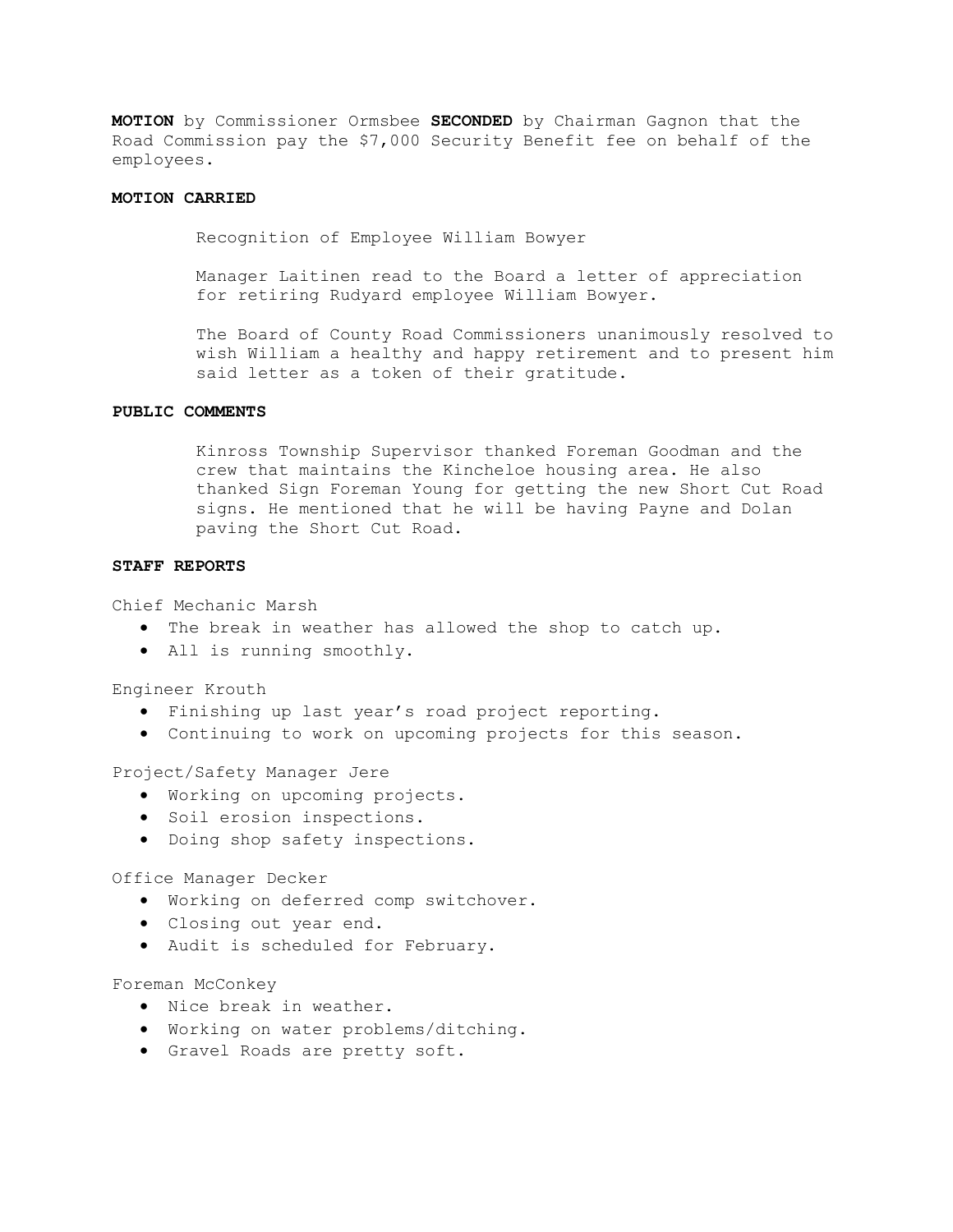**MOTION** by Commissioner Ormsbee **SECONDED** by Chairman Gagnon that the Road Commission pay the $7,000 Security Benefit fee on behalf of the employees.

**MOTION CARRIED**

Recognition of Employee William Bowyer

Manager Laitinen read to the Board a letter of appreciation for retiring Rudyard employee William Bowyer.

The Board of County Road Commissioners unanimously resolved to wish William a healthy and happy retirement and to present him said letter as a token of their gratitude.

**PUBLIC COMMENTS**

Kinross Township Supervisor thanked Foreman Goodman and the crew that maintains the Kincheloe housing area. He also thanked Sign Foreman Young for getting the new Short Cut Road signs. He mentioned that he will be having Payne and Dolan paving the Short Cut Road.

**STAFF REPORTS**

Chief Mechanic Marsh

- The break in weather has allowed the shop to catch up.
- All is running smoothly.

Engineer Krouth

- Finishing up last year's road project reporting.
- Continuing to work on upcoming projects for this season.

Project/Safety Manager Jere

- Working on upcoming projects.
- Soil erosion inspections.
- Doing shop safety inspections.

Office Manager Decker

- Working on deferred comp switchover.
- Closing out year end.
- Audit is scheduled for February.

Foreman McConkey

- Nice break in weather.
- Working on water problems/ditching.
- Gravel Roads are pretty soft.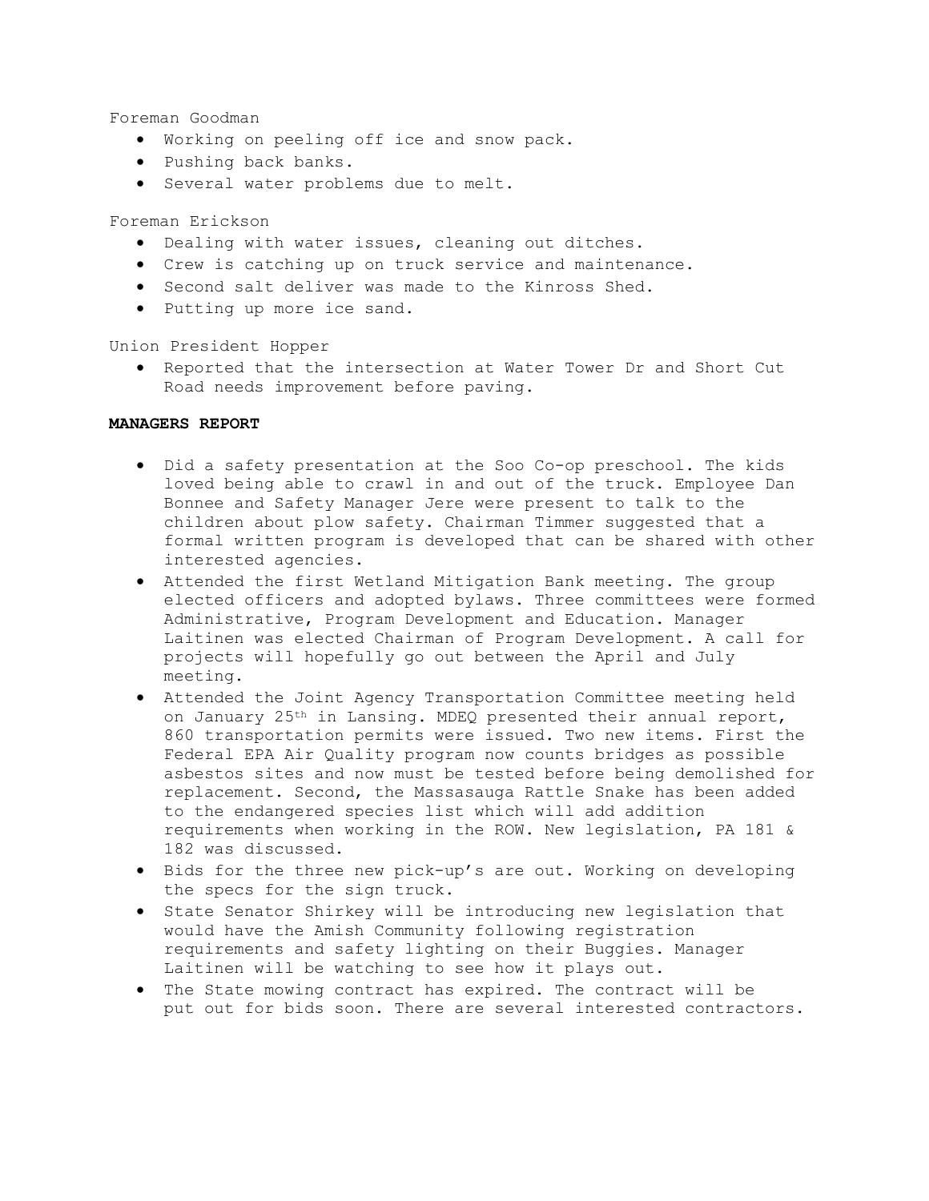Foreman Goodman

- Working on peeling off ice and snow pack.
- Pushing back banks.
- Several water problems due to melt.

Foreman Erickson

- Dealing with water issues, cleaning out ditches.
- Crew is catching up on truck service and maintenance.
- Second salt deliver was made to the Kinross Shed.
- Putting up more ice sand.

Union President Hopper

- Reported that the intersection at Water Tower Dr and Short Cut Road needs improvement before paving.

**MANAGERS REPORT**

- Did a safety presentation at the Soo Co-op preschool. The kids loved being able to crawl in and out of the truck. Employee Dan Bonnee and Safety Manager Jere were present to talk to the children about plow safety. Chairman Timmer suggested that a formal written program is developed that can be shared with other interested agencies.
- Attended the first Wetland Mitigation Bank meeting. The group elected officers and adopted bylaws. Three committees were formed Administrative, Program Development and Education. Manager Laitinen was elected Chairman of Program Development. A call for projects will hopefully go out between the April and July meeting.
- Attended the Joint Agency Transportation Committee meeting held on January 25th in Lansing. MDEQ presented their annual report, 860 transportation permits were issued. Two new items. First the Federal EPA Air Quality program now counts bridges as possible asbestos sites and now must be tested before being demolished for replacement. Second, the Massasauga Rattle Snake has been added to the endangered species list which will add addition requirements when working in the ROW. New legislation, PA 181 & 182 was discussed.
- Bids for the three new pick-up's are out. Working on developing the specs for the sign truck.
- State Senator Shirkey will be introducing new legislation that would have the Amish Community following registration requirements and safety lighting on their Buggies. Manager Laitinen will be watching to see how it plays out.
- The State mowing contract has expired. The contract will be put out for bids soon. There are several interested contractors.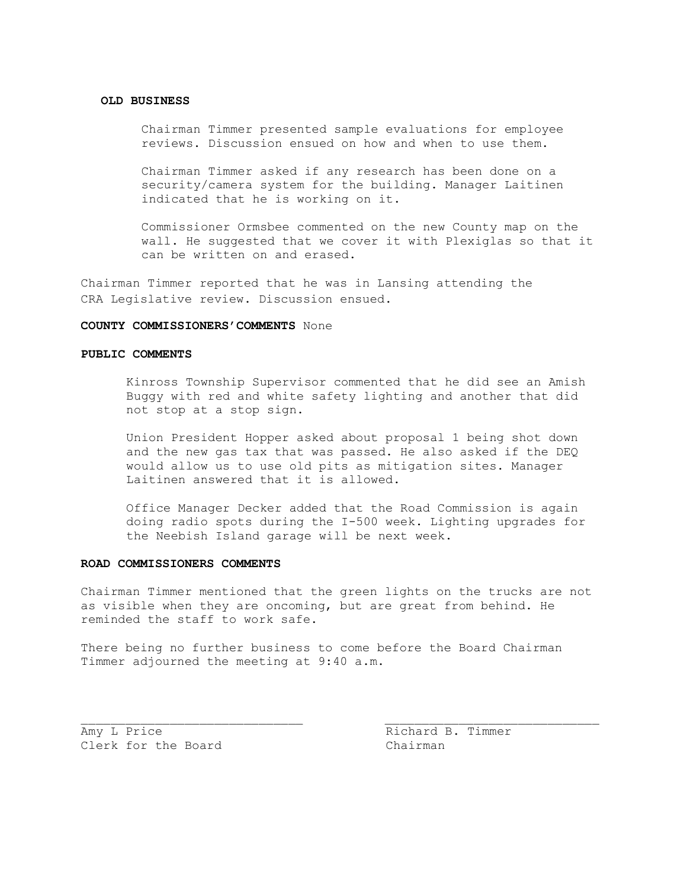**OLD BUSINESS**

Chairman Timmer presented sample evaluations for employee reviews. Discussion ensued on how and when to use them.

Chairman Timmer asked if any research has been done on a security/camera system for the building. Manager Laitinen indicated that he is working on it.

Commissioner Ormsbee commented on the new County map on the wall. He suggested that we cover it with Plexiglas so that it can be written on and erased.

Chairman Timmer reported that he was in Lansing attending the CRA Legislative review. Discussion ensued.

**COUNTY COMMISSIONERS'COMMENTS** None

**PUBLIC COMMENTS**

Kinross Township Supervisor commented that he did see an Amish Buggy with red and white safety lighting and another that did not stop at a stop sign.

Union President Hopper asked about proposal 1 being shot down and the new gas tax that was passed. He also asked if the DEQ would allow us to use old pits as mitigation sites. Manager Laitinen answered that it is allowed.

Office Manager Decker added that the Road Commission is again doing radio spots during the I-500 week. Lighting upgrades for the Neebish Island garage will be next week.

**ROAD COMMISSIONERS COMMENTS**

Chairman Timmer mentioned that the green lights on the trucks are not as visible when they are oncoming, but are great from behind. He reminded the staff to work safe.

There being no further business to come before the Board Chairman Timmer adjourned the meeting at 9:40 a.m.

| | |
|---|---|
| \_\_\_\_\_\_\_\_\_\_\_\_\_\_\_\_\_\_\_\_\_\_\_\_\_\_\_\_\_\_ | \_\_\_\_\_\_\_\_\_\_\_\_\_\_\_\_\_\_\_\_\_\_\_\_\_\_\_\_\_\_ |
| Amy L Price | Richard B. Timmer |
| Clerk for the Board | Chairman |